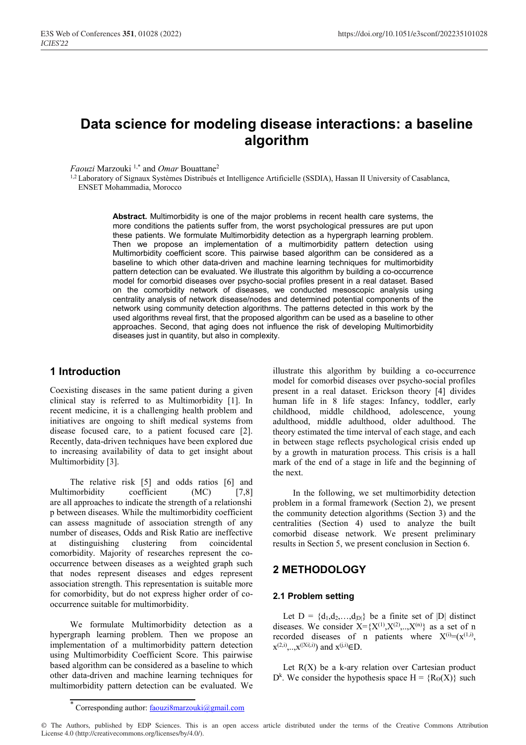# Data science for modeling disease interactions: a baseline algorithm

*Faouzi* Marzouki [1,*] and *Omar* Bouattane[2]

[1,2] Laboratory of Signaux Systèmes Distribués et Intelligence Artificielle (SSDIA), Hassan II University of Casablanca, ENSET Mohammadia, Morocco

**Abstract.** Multimorbidity is one of the major problems in recent health care systems, the more conditions the patients suffer from, the worst psychological pressures are put upon these patients. We formulate Multimorbidity detection as a hypergraph learning problem. Then we propose an implementation of a multimorbidity pattern detection using Multimorbidity coefficient score. This pairwise based algorithm can be considered as a baseline to which other data-driven and machine learning techniques for multimorbidity pattern detection can be evaluated. We illustrate this algorithm by building a co-occurrence model for comorbid diseases over psycho-social profiles present in a real dataset. Based on the comorbidity network of diseases, we conducted mesoscopic analysis using centrality analysis of network disease/nodes and determined potential components of the network using community detection algorithms. The patterns detected in this work by the used algorithms reveal first, that the proposed algorithm can be used as a baseline to other approaches. Second, that aging does not influence the risk of developing Multimorbidity diseases just in quantity, but also in complexity.

## 1 Introduction

Coexisting diseases in the same patient during a given clinical stay is referred to as Multimorbidity [1]. In recent medicine, it is a challenging health problem and initiatives are ongoing to shift medical systems from disease focused care, to a patient focused care [2]. Recently, data-driven techniques have been explored due to increasing availability of data to get insight about Multimorbidity [3].

The relative risk [5] and odds ratios [6] and Multimorbidity coefficient (MC) [7,8] are all approaches to indicate the strength of a relationshi p between diseases. While the multimorbidity coefficient can assess magnitude of association strength of any number of diseases, Odds and Risk Ratio are ineffective at distinguishing clustering from coincidental comorbidity. Majority of researches represent the co-occurrence between diseases as a weighted graph such that nodes represent diseases and edges represent association strength. This representation is suitable more for comorbidity, but do not express higher order of co-occurrence suitable for multimorbidity.

We formulate Multimorbidity detection as a hypergraph learning problem. Then we propose an implementation of a multimorbidity pattern detection using Multimorbidity Coefficient Score. This pairwise based algorithm can be considered as a baseline to which other data-driven and machine learning techniques for multimorbidity pattern detection can be evaluated. We illustrate this algorithm by building a co-occurrence model for comorbid diseases over psycho-social profiles present in a real dataset. Erickson theory [4] divides human life in 8 life stages: Infancy, toddler, early childhood, middle childhood, adolescence, young adulthood, middle adulthood, older adulthood. The theory estimated the time interval of each stage, and each in between stage reflects psychological crisis ended up by a growth in maturation process. This crisis is a hall mark of the end of a stage in life and the beginning of the next.

In the following, we set multimorbidity detection problem in a formal framework (Section 2), we present the community detection algorithms (Section 3) and the centralities (Section 4) used to analyze the built comorbid disease network. We present preliminary results in Section 5, we present conclusion in Section 6.

## 2 METHODOLOGY

### 2.1 Problem setting

Let $D = \{d_1, d_2, \ldots, d_{|D|}\}$ be a finite set of $|D|$ distinct diseases. We consider $X=\{X^{(1)}, X^{(2)}, .., X^{(n)}\}$ as a set of n recorded diseases of n patients where $X^{(i)}=(x^{(1,i)}, x^{(2,i)}, .., x^{(|Xi|,i)})$ and $x^{(j,i)} \in D$.

Let R(X) be a k-ary relation over Cartesian product $D^k$. We consider the hypothesis space $H = \{R_\Theta(X)\}$ such

* Corresponding author: faouzi8marzouki@gmail.com

© The Authors, published by EDP Sciences. This is an open access article distributed under the terms of the Creative Commons Attribution License 4.0 (http://creativecommons.org/licenses/by/4.0/).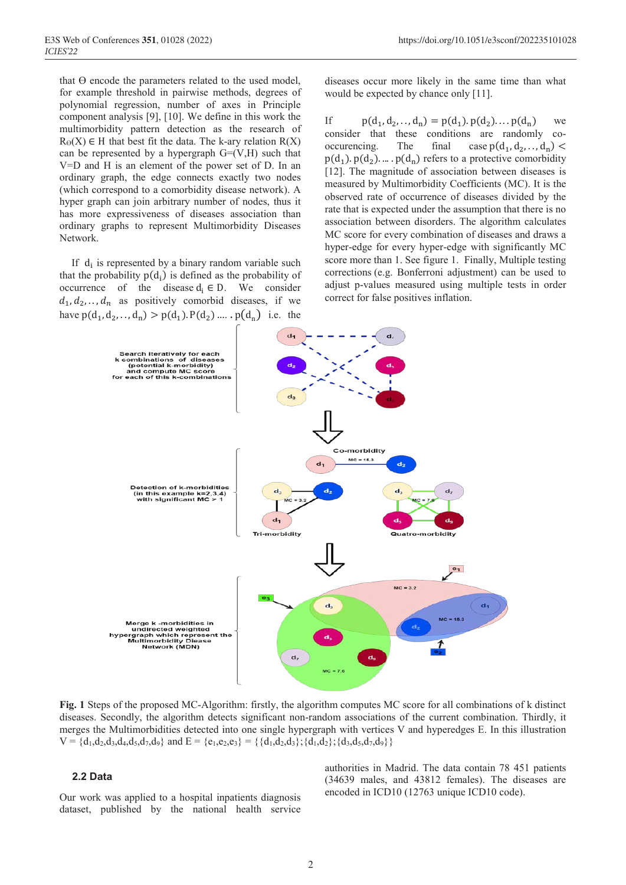that Θ encode the parameters related to the used model, for example threshold in pairwise methods, degrees of polynomial regression, number of axes in Principle component analysis [9], [10]. We define in this work the multimorbidity pattern detection as the research of $R_\Theta(X) \in H$ that best fit the data. The k-ary relation R(X) can be represented by a hypergraph G=(V,H) such that V=D and H is an element of the power set of D. In an ordinary graph, the edge connects exactly two nodes (which correspond to a comorbidity disease network). A hyper graph can join arbitrary number of nodes, thus it has more expressiveness of diseases association than ordinary graphs to represent Multimorbidity Diseases Network.

If $d_i$ is represented by a binary random variable such that the probability $p(d_i)$ is defined as the probability of occurrence of the disease $d_i \in D$. We consider $d_1, d_2, .., d_n$ as positively comorbid diseases, if we have $p(d_1, d_2, .., d_n) > p(d_1).P(d_2) .... .p(d_n)$ i.e. the diseases occur more likely in the same time than what would be expected by chance only [11].

If $p(d_1, d_2, .., d_n) = p(d_1).p(d_2)....p(d_n)$ we consider that these conditions are randomly co-occurencing. The final case $p(d_1, d_2, .., d_n) < p(d_1).p(d_2)......p(d_n)$ refers to a protective comorbidity [12]. The magnitude of association between diseases is measured by Multimorbidity Coefficients (MC). It is the observed rate of occurrence of diseases divided by the rate that is expected under the assumption that there is no association between disorders. The algorithm calculates MC score for every combination of diseases and draws a hyper-edge for every hyper-edge with significantly MC score more than 1. See figure 1. Finally, Multiple testing corrections (e.g. Bonferroni adjustment) can be used to adjust p-values measured using multiple tests in order correct for false positives inflation.

**Fig. 1** Steps of the proposed MC-Algorithm: firstly, the algorithm computes MC score for all combinations of k distinct diseases. Secondly, the algorithm detects significant non-random associations of the current combination. Thirdly, it merges the Multimorbidities detected into one single hypergraph with vertices V and hyperedges E. In this illustration V = {d1,d2,d3,d4,d5,d7,d9} and E = {e1,e2,e3} = {{d1,d2,d3};{d1,d2};{d3,d5,d7,d9}}

### 2.2 Data

Our work was applied to a hospital inpatients diagnosis dataset, published by the national health service authorities in Madrid. The data contain 78 451 patients (34639 males, and 43812 females). The diseases are encoded in ICD10 (12763 unique ICD10 code).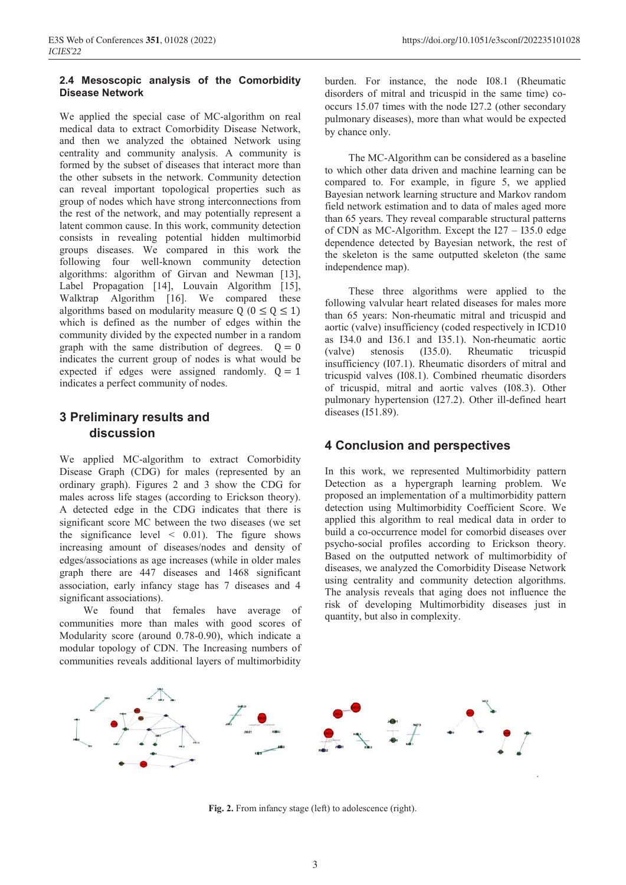### 2.4 Mesoscopic analysis of the Comorbidity Disease Network

We applied the special case of MC-algorithm on real medical data to extract Comorbidity Disease Network, and then we analyzed the obtained Network using centrality and community analysis. A community is formed by the subset of diseases that interact more than the other subsets in the network. Community detection can reveal important topological properties such as group of nodes which have strong interconnections from the rest of the network, and may potentially represent a latent common cause. In this work, community detection consists in revealing potential hidden multimorbid groups diseases. We compared in this work the following four well-known community detection algorithms: algorithm of Girvan and Newman [13], Label Propagation [14], Louvain Algorithm [15], Walktrap Algorithm [16]. We compared these algorithms based on modularity measure Q ($0 \leq Q \leq 1$) which is defined as the number of edges within the community divided by the expected number in a random graph with the same distribution of degrees. $Q = 0$ indicates the current group of nodes is what would be expected if edges were assigned randomly. $Q = 1$ indicates a perfect community of nodes.

## 3 Preliminary results and discussion

We applied MC-algorithm to extract Comorbidity Disease Graph (CDG) for males (represented by an ordinary graph). Figures 2 and 3 show the CDG for males across life stages (according to Erickson theory). A detected edge in the CDG indicates that there is significant score MC between the two diseases (we set the significance level < 0.01). The figure shows increasing amount of diseases/nodes and density of edges/associations as age increases (while in older males graph there are 447 diseases and 1468 significant association, early infancy stage has 7 diseases and 4 significant associations).

We found that females have average of communities more than males with good scores of Modularity score (around 0.78-0.90), which indicate a modular topology of CDN. The Increasing numbers of communities reveals additional layers of multimorbidity burden. For instance, the node I08.1 (Rheumatic disorders of mitral and tricuspid in the same time) co-occurs 15.07 times with the node I27.2 (other secondary pulmonary diseases), more than what would be expected by chance only.

The MC-Algorithm can be considered as a baseline to which other data driven and machine learning can be compared to. For example, in figure 5, we applied Bayesian network learning structure and Markov random field network estimation and to data of males aged more than 65 years. They reveal comparable structural patterns of CDN as MC-Algorithm. Except the I27 – I35.0 edge dependence detected by Bayesian network, the rest of the skeleton is the same outputted skeleton (the same independence map).

These three algorithms were applied to the following valvular heart related diseases for males more than 65 years: Non-rheumatic mitral and tricuspid and aortic (valve) insufficiency (coded respectively in ICD10 as I34.0 and I36.1 and I35.1). Non-rheumatic aortic (valve) stenosis (I35.0). Rheumatic tricuspid insufficiency (I07.1). Rheumatic disorders of mitral and tricuspid valves (I08.1). Combined rheumatic disorders of tricuspid, mitral and aortic valves (I08.3). Other pulmonary hypertension (I27.2). Other ill-defined heart diseases (I51.89).

## 4 Conclusion and perspectives

In this work, we represented Multimorbidity pattern Detection as a hypergraph learning problem. We proposed an implementation of a multimorbidity pattern detection using Multimorbidity Coefficient Score. We applied this algorithm to real medical data in order to build a co-occurrence model for comorbid diseases over psycho-social profiles according to Erickson theory. Based on the outputted network of multimorbidity of diseases, we analyzed the Comorbidity Disease Network using centrality and community detection algorithms. The analysis reveals that aging does not influence the risk of developing Multimorbidity diseases just in quantity, but also in complexity.

**Fig. 2.** From infancy stage (left) to adolescence (right).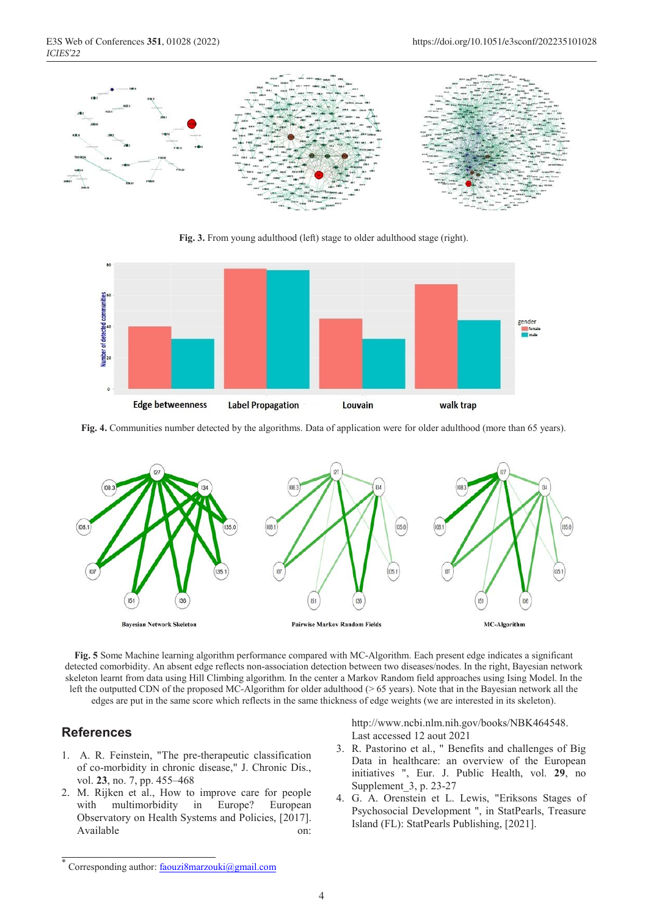**Fig. 3.** From young adulthood (left) stage to older adulthood stage (right).

**Fig. 4.** Communities number detected by the algorithms. Data of application were for older adulthood (more than 65 years).

**Fig. 5** Some Machine learning algorithm performance compared with MC-Algorithm. Each present edge indicates a significant detected comorbidity. An absent edge reflects non-association detection between two diseases/nodes. In the right, Bayesian network skeleton learnt from data using Hill Climbing algorithm. In the center a Markov Random field approaches using Ising Model. In the left the outputted CDN of the proposed MC-Algorithm for older adulthood (> 65 years). Note that in the Bayesian network all the edges are put in the same score which reflects in the same thickness of edge weights (we are interested in its skeleton).

## References

1. A. R. Feinstein, "The pre-therapeutic classification of co-morbidity in chronic disease," J. Chronic Dis., vol. **23**, no. 7, pp. 455–468
2. M. Rijken et al., How to improve care for people with multimorbidity in Europe? European Observatory on Health Systems and Policies, [2017]. Available on: http://www.ncbi.nlm.nih.gov/books/NBK464548. Last accessed 12 aout 2021
3. R. Pastorino et al., " Benefits and challenges of Big Data in healthcare: an overview of the European initiatives ", Eur. J. Public Health, vol. **29**, no Supplement_3, p. 23-27
4. G. A. Orenstein et L. Lewis, "Eriksons Stages of Psychosocial Development ", in StatPearls, Treasure Island (FL): StatPearls Publishing, [2021].

* Corresponding author: faouzi8marzouki@gmail.com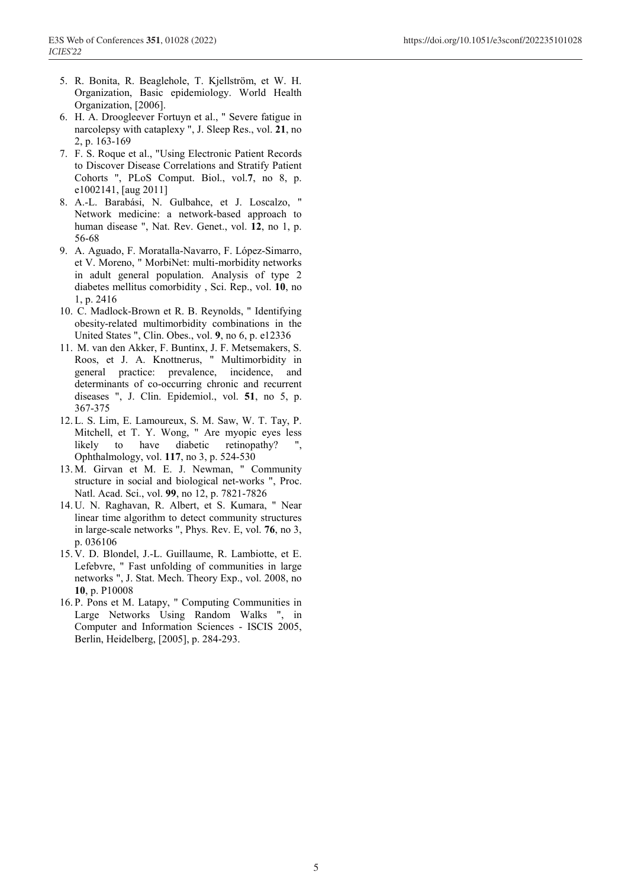5. R. Bonita, R. Beaglehole, T. Kjellström, et W. H. Organization, Basic epidemiology. World Health Organization, [2006].
6. H. A. Droogleever Fortuyn et al., " Severe fatigue in narcolepsy with cataplexy ", J. Sleep Res., vol. **21**, no 2, p. 163-169
7. F. S. Roque et al., "Using Electronic Patient Records to Discover Disease Correlations and Stratify Patient Cohorts ", PLoS Comput. Biol., vol.**7**, no 8, p. e1002141, [aug 2011]
8. A.-L. Barabási, N. Gulbahce, et J. Loscalzo, " Network medicine: a network-based approach to human disease ", Nat. Rev. Genet., vol. **12**, no 1, p. 56-68
9. A. Aguado, F. Moratalla-Navarro, F. López-Simarro, et V. Moreno, " MorbiNet: multi-morbidity networks in adult general population. Analysis of type 2 diabetes mellitus comorbidity , Sci. Rep., vol. **10**, no 1, p. 2416
10. C. Madlock-Brown et R. B. Reynolds, " Identifying obesity-related multimorbidity combinations in the United States ", Clin. Obes., vol. **9**, no 6, p. e12336
11. M. van den Akker, F. Buntinx, J. F. Metsemakers, S. Roos, et J. A. Knottnerus, " Multimorbidity in general practice: prevalence, incidence, and determinants of co-occurring chronic and recurrent diseases ", J. Clin. Epidemiol., vol. **51**, no 5, p. 367-375
12. L. S. Lim, E. Lamoureux, S. M. Saw, W. T. Tay, P. Mitchell, et T. Y. Wong, " Are myopic eyes less likely to have diabetic retinopathy? ", Ophthalmology, vol. **117**, no 3, p. 524-530
13. M. Girvan et M. E. J. Newman, " Community structure in social and biological net-works ", Proc. Natl. Acad. Sci., vol. **99**, no 12, p. 7821-7826
14. U. N. Raghavan, R. Albert, et S. Kumara, " Near linear time algorithm to detect community structures in large-scale networks ", Phys. Rev. E, vol. **76**, no 3, p. 036106
15. V. D. Blondel, J.-L. Guillaume, R. Lambiotte, et E. Lefebvre, " Fast unfolding of communities in large networks ", J. Stat. Mech. Theory Exp., vol. 2008, no **10**, p. P10008
16. P. Pons et M. Latapy, " Computing Communities in Large Networks Using Random Walks ", in Computer and Information Sciences - ISCIS 2005, Berlin, Heidelberg, [2005], p. 284-293.